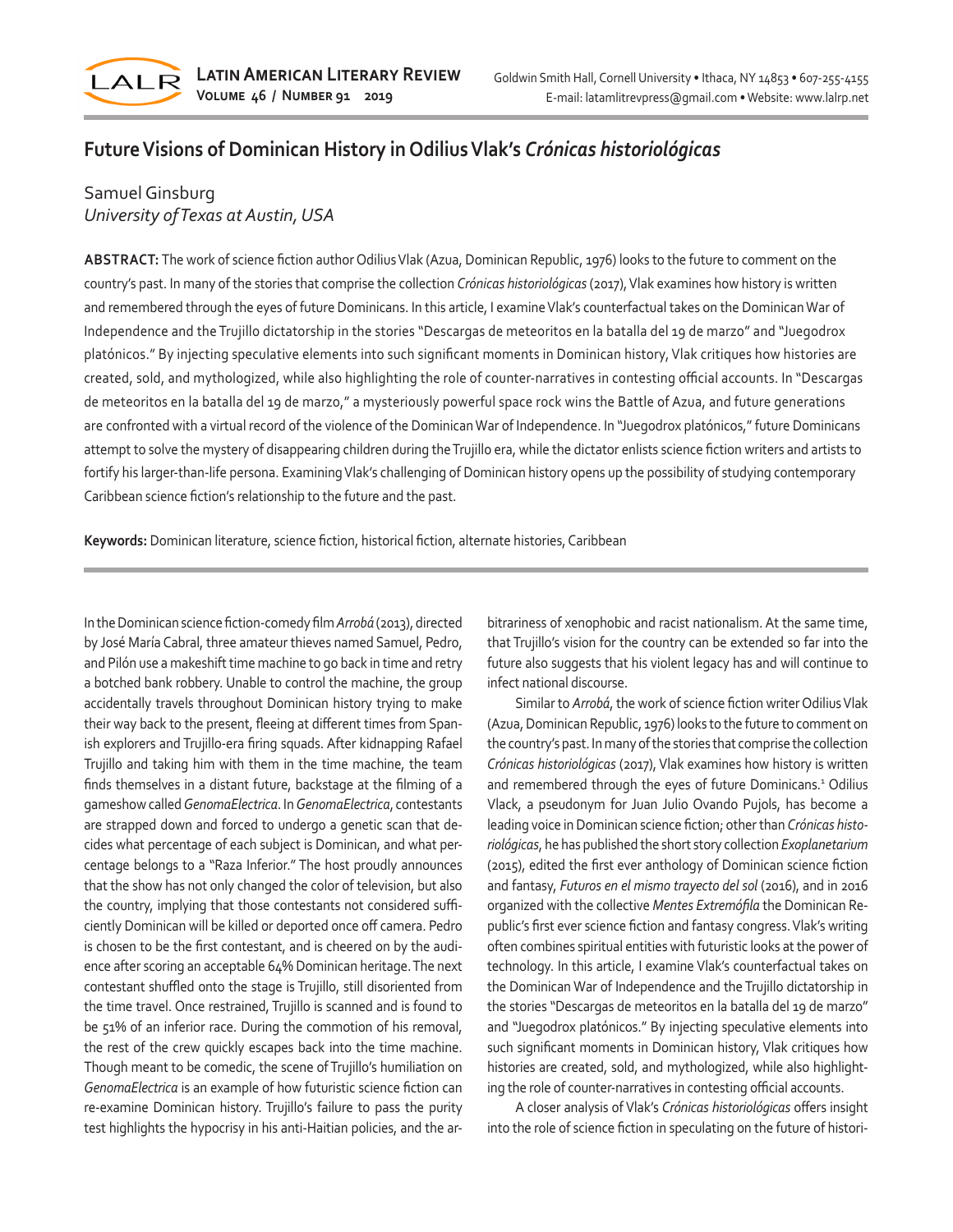# Future Visions of Dominican History in Odilius Vlak's *Crónicas historiológicas*

Samuel Ginsburg
*University of Texas at Austin, USA*

**ABSTRACT:** The work of science fiction author Odilius Vlak (Azua, Dominican Republic, 1976) looks to the future to comment on the country's past. In many of the stories that comprise the collection *Crónicas historiológicas* (2017), Vlak examines how history is written and remembered through the eyes of future Dominicans. In this article, I examine Vlak's counterfactual takes on the Dominican War of Independence and the Trujillo dictatorship in the stories "Descargas de meteoritos en la batalla del 19 de marzo" and "Juegodrox platónicos." By injecting speculative elements into such significant moments in Dominican history, Vlak critiques how histories are created, sold, and mythologized, while also highlighting the role of counter-narratives in contesting official accounts. In "Descargas de meteoritos en la batalla del 19 de marzo," a mysteriously powerful space rock wins the Battle of Azua, and future generations are confronted with a virtual record of the violence of the Dominican War of Independence. In "Juegodrox platónicos," future Dominicans attempt to solve the mystery of disappearing children during the Trujillo era, while the dictator enlists science fiction writers and artists to fortify his larger-than-life persona. Examining Vlak's challenging of Dominican history opens up the possibility of studying contemporary Caribbean science fiction's relationship to the future and the past.

**Keywords:** Dominican literature, science fiction, historical fiction, alternate histories, Caribbean

In the Dominican science fiction-comedy film *Arrobá* (2013), directed by José María Cabral, three amateur thieves named Samuel, Pedro, and Pilón use a makeshift time machine to go back in time and retry a botched bank robbery. Unable to control the machine, the group accidentally travels throughout Dominican history trying to make their way back to the present, fleeing at different times from Spanish explorers and Trujillo-era firing squads. After kidnapping Rafael Trujillo and taking him with them in the time machine, the team finds themselves in a distant future, backstage at the filming of a gameshow called *GenomaElectrica*. In *GenomaElectrica*, contestants are strapped down and forced to undergo a genetic scan that decides what percentage of each subject is Dominican, and what percentage belongs to a "Raza Inferior." The host proudly announces that the show has not only changed the color of television, but also the country, implying that those contestants not considered sufficiently Dominican will be killed or deported once off camera. Pedro is chosen to be the first contestant, and is cheered on by the audience after scoring an acceptable 64% Dominican heritage. The next contestant shuffled onto the stage is Trujillo, still disoriented from the time travel. Once restrained, Trujillo is scanned and is found to be 51% of an inferior race. During the commotion of his removal, the rest of the crew quickly escapes back into the time machine. Though meant to be comedic, the scene of Trujillo's humiliation on *GenomaElectrica* is an example of how futuristic science fiction can re-examine Dominican history. Trujillo's failure to pass the purity test highlights the hypocrisy in his anti-Haitian policies, and the arbitrariness of xenophobic and racist nationalism. At the same time, that Trujillo's vision for the country can be extended so far into the future also suggests that his violent legacy has and will continue to infect national discourse.

Similar to *Arrobá*, the work of science fiction writer Odilius Vlak (Azua, Dominican Republic, 1976) looks to the future to comment on the country's past. In many of the stories that comprise the collection *Crónicas historiológicas* (2017), Vlak examines how history is written and remembered through the eyes of future Dominicans.[1] Odilius Vlack, a pseudonym for Juan Julio Ovando Pujols, has become a leading voice in Dominican science fiction; other than *Crónicas historiológicas*, he has published the short story collection *Exoplanetarium* (2015), edited the first ever anthology of Dominican science fiction and fantasy, *Futuros en el mismo trayecto del sol* (2016), and in 2016 organized with the collective *Mentes Extremófila* the Dominican Republic's first ever science fiction and fantasy congress. Vlak's writing often combines spiritual entities with futuristic looks at the power of technology. In this article, I examine Vlak's counterfactual takes on the Dominican War of Independence and the Trujillo dictatorship in the stories "Descargas de meteoritos en la batalla del 19 de marzo" and "Juegodrox platónicos." By injecting speculative elements into such significant moments in Dominican history, Vlak critiques how histories are created, sold, and mythologized, while also highlighting the role of counter-narratives in contesting official accounts.

A closer analysis of Vlak's *Crónicas historiológicas* offers insight into the role of science fiction in speculating on the future of histori-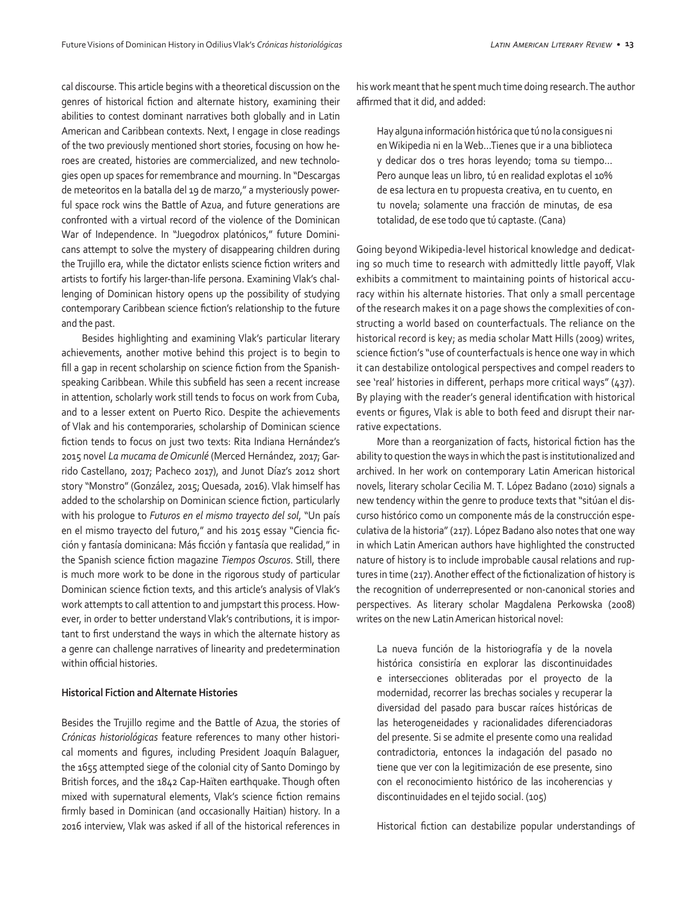cal discourse. This article begins with a theoretical discussion on the genres of historical fiction and alternate history, examining their abilities to contest dominant narratives both globally and in Latin American and Caribbean contexts. Next, I engage in close readings of the two previously mentioned short stories, focusing on how heroes are created, histories are commercialized, and new technologies open up spaces for remembrance and mourning. In "Descargas de meteoritos en la batalla del 19 de marzo," a mysteriously powerful space rock wins the Battle of Azua, and future generations are confronted with a virtual record of the violence of the Dominican War of Independence. In "Juegodrox platónicos," future Dominicans attempt to solve the mystery of disappearing children during the Trujillo era, while the dictator enlists science fiction writers and artists to fortify his larger-than-life persona. Examining Vlak's challenging of Dominican history opens up the possibility of studying contemporary Caribbean science fiction's relationship to the future and the past.

Besides highlighting and examining Vlak's particular literary achievements, another motive behind this project is to begin to fill a gap in recent scholarship on science fiction from the Spanish-speaking Caribbean. While this subfield has seen a recent increase in attention, scholarly work still tends to focus on work from Cuba, and to a lesser extent on Puerto Rico. Despite the achievements of Vlak and his contemporaries, scholarship of Dominican science fiction tends to focus on just two texts: Rita Indiana Hernández's 2015 novel *La mucama de Omicunlé* (Merced Hernández, 2017; Garrido Castellano, 2017; Pacheco 2017), and Junot Díaz's 2012 short story "Monstro" (González, 2015; Quesada, 2016). Vlak himself has added to the scholarship on Dominican science fiction, particularly with his prologue to *Futuros en el mismo trayecto del sol*, "Un país en el mismo trayecto del futuro," and his 2015 essay "Ciencia ficción y fantasía dominicana: Más ficción y fantasía que realidad," in the Spanish science fiction magazine *Tiempos Oscuros*. Still, there is much more work to be done in the rigorous study of particular Dominican science fiction texts, and this article's analysis of Vlak's work attempts to call attention to and jumpstart this process. However, in order to better understand Vlak's contributions, it is important to first understand the ways in which the alternate history as a genre can challenge narratives of linearity and predetermination within official histories.

### Historical Fiction and Alternate Histories

Besides the Trujillo regime and the Battle of Azua, the stories of *Crónicas historiológicas* feature references to many other historical moments and figures, including President Joaquín Balaguer, the 1655 attempted siege of the colonial city of Santo Domingo by British forces, and the 1842 Cap-Haïten earthquake. Though often mixed with supernatural elements, Vlak's science fiction remains firmly based in Dominican (and occasionally Haitian) history. In a 2016 interview, Vlak was asked if all of the historical references in his work meant that he spent much time doing research. The author affirmed that it did, and added:

> Hay alguna información histórica que tú no la consigues ni en Wikipedia ni en la Web…Tienes que ir a una biblioteca y dedicar dos o tres horas leyendo; toma su tiempo… Pero aunque leas un libro, tú en realidad explotas el 10% de esa lectura en tu propuesta creativa, en tu cuento, en tu novela; solamente una fracción de minutas, de esa totalidad, de ese todo que tú captaste. (Cana)

Going beyond Wikipedia-level historical knowledge and dedicating so much time to research with admittedly little payoff, Vlak exhibits a commitment to maintaining points of historical accuracy within his alternate histories. That only a small percentage of the research makes it on a page shows the complexities of constructing a world based on counterfactuals. The reliance on the historical record is key; as media scholar Matt Hills (2009) writes, science fiction's "use of counterfactuals is hence one way in which it can destabilize ontological perspectives and compel readers to see 'real' histories in different, perhaps more critical ways" (437). By playing with the reader's general identification with historical events or figures, Vlak is able to both feed and disrupt their narrative expectations.

More than a reorganization of facts, historical fiction has the ability to question the ways in which the past is institutionalized and archived. In her work on contemporary Latin American historical novels, literary scholar Cecilia M. T. López Badano (2010) signals a new tendency within the genre to produce texts that "sitúan el discurso histórico como un componente más de la construcción especulativa de la historia" (217). López Badano also notes that one way in which Latin American authors have highlighted the constructed nature of history is to include improbable causal relations and ruptures in time (217). Another effect of the fictionalization of history is the recognition of underrepresented or non-canonical stories and perspectives. As literary scholar Magdalena Perkowska (2008) writes on the new Latin American historical novel:

> La nueva función de la historiografía y de la novela histórica consistiría en explorar las discontinuidades e intersecciones obliteradas por el proyecto de la modernidad, recorrer las brechas sociales y recuperar la diversidad del pasado para buscar raíces históricas de las heterogeneidades y racionalidades diferenciadoras del presente. Si se admite el presente como una realidad contradictoria, entonces la indagación del pasado no tiene que ver con la legitimización de ese presente, sino con el reconocimiento histórico de las incoherencias y discontinuidades en el tejido social. (105)

Historical fiction can destabilize popular understandings of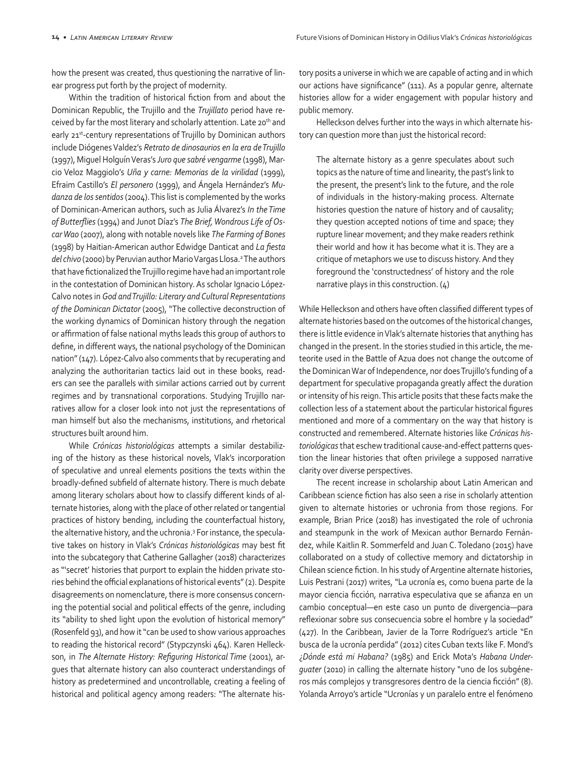how the present was created, thus questioning the narrative of linear progress put forth by the project of modernity.

Within the tradition of historical fiction from and about the Dominican Republic, the Trujillo and the *Trujillato* period have received by far the most literary and scholarly attention. Late 20th and early 21st-century representations of Trujillo by Dominican authors include Diógenes Valdez's *Retrato de dinosaurios en la era de Trujillo* (1997), Miguel Holguín Veras's *Juro que sabré vengarme* (1998), Marcio Veloz Maggiolo's *Uña y carne: Memorias de la virilidad* (1999), Efraim Castillo's *El personero* (1999), and Ángela Hernández's *Mudanza de los sentidos* (2004). This list is complemented by the works of Dominican-American authors, such as Julia Álvarez's *In the Time of Butterflies* (1994) and Junot Díaz's *The Brief, Wondrous Life of Oscar Wao* (2007), along with notable novels like *The Farming of Bones* (1998) by Haitian-American author Edwidge Danticat and *La fiesta del chivo* (2000) by Peruvian author Mario Vargas Llosa.[2] The authors that have fictionalized the Trujillo regime have had an important role in the contestation of Dominican history. As scholar Ignacio López-Calvo notes in *God and Trujillo: Literary and Cultural Representations of the Dominican Dictator* (2005), "The collective deconstruction of the working dynamics of Dominican history through the negation or affirmation of false national myths leads this group of authors to define, in different ways, the national psychology of the Dominican nation" (147). López-Calvo also comments that by recuperating and analyzing the authoritarian tactics laid out in these books, readers can see the parallels with similar actions carried out by current regimes and by transnational corporations. Studying Trujillo narratives allow for a closer look into not just the representations of man himself but also the mechanisms, institutions, and rhetorical structures built around him.

While *Crónicas historiológicas* attempts a similar destabilizing of the history as these historical novels, Vlak's incorporation of speculative and unreal elements positions the texts within the broadly-defined subfield of alternate history. There is much debate among literary scholars about how to classify different kinds of alternate histories, along with the place of other related or tangential practices of history bending, including the counterfactual history, the alternative history, and the uchronia.[3] For instance, the speculative takes on history in Vlak's *Crónicas historiológicas* may best fit into the subcategory that Catherine Gallagher (2018) characterizes as "'secret' histories that purport to explain the hidden private stories behind the official explanations of historical events" (2). Despite disagreements on nomenclature, there is more consensus concerning the potential social and political effects of the genre, including its "ability to shed light upon the evolution of historical memory" (Rosenfeld 93), and how it "can be used to show various approaches to reading the historical record" (Stypczynski 464). Karen Hellekson, in *The Alternate History: Refiguring Historical Time* (2001), argues that alternate history can also counteract understandings of history as predetermined and uncontrollable, creating a feeling of historical and political agency among readers: "The alternate history posits a universe in which we are capable of acting and in which our actions have significance" (111). As a popular genre, alternate histories allow for a wider engagement with popular history and public memory.

Hellekson delves further into the ways in which alternate history can question more than just the historical record:

> The alternate history as a genre speculates about such topics as the nature of time and linearity, the past's link to the present, the present's link to the future, and the role of individuals in the history-making process. Alternate histories question the nature of history and of causality; they question accepted notions of time and space; they rupture linear movement; and they make readers rethink their world and how it has become what it is. They are a critique of metaphors we use to discuss history. And they foreground the 'constructedness' of history and the role narrative plays in this construction. (4)

While Hellekson and others have often classified different types of alternate histories based on the outcomes of the historical changes, there is little evidence in Vlak's alternate histories that anything has changed in the present. In the stories studied in this article, the meteorite used in the Battle of Azua does not change the outcome of the Dominican War of Independence, nor does Trujillo's funding of a department for speculative propaganda greatly affect the duration or intensity of his reign. This article posits that these facts make the collection less of a statement about the particular historical figures mentioned and more of a commentary on the way that history is constructed and remembered. Alternate histories like *Crónicas historiológicas* that eschew traditional cause-and-effect patterns question the linear histories that often privilege a supposed narrative clarity over diverse perspectives.

The recent increase in scholarship about Latin American and Caribbean science fiction has also seen a rise in scholarly attention given to alternate histories or uchronia from those regions. For example, Brian Price (2018) has investigated the role of uchronia and steampunk in the work of Mexican author Bernardo Fernández, while Kaitlin R. Sommerfeld and Juan C. Toledano (2015) have collaborated on a study of collective memory and dictatorship in Chilean science fiction. In his study of Argentine alternate histories, Luis Pestrani (2017) writes, "La ucronía es, como buena parte de la mayor ciencia ficción, narrativa especulativa que se afianza en un cambio conceptual—en este caso un punto de divergencia—para reflexionar sobre sus consecuencia sobre el hombre y la sociedad" (427). In the Caribbean, Javier de la Torre Rodríguez's article "En busca de la ucronía perdida" (2012) cites Cuban texts like F. Mond's *¿Dónde está mi Habana?* (1985) and Erick Mota's *Habana Underguater* (2010) in calling the alternate history "uno de los subgéneros más complejos y transgresores dentro de la ciencia ficción" (8). Yolanda Arroyo's article "Ucronías y un paralelo entre el fenómeno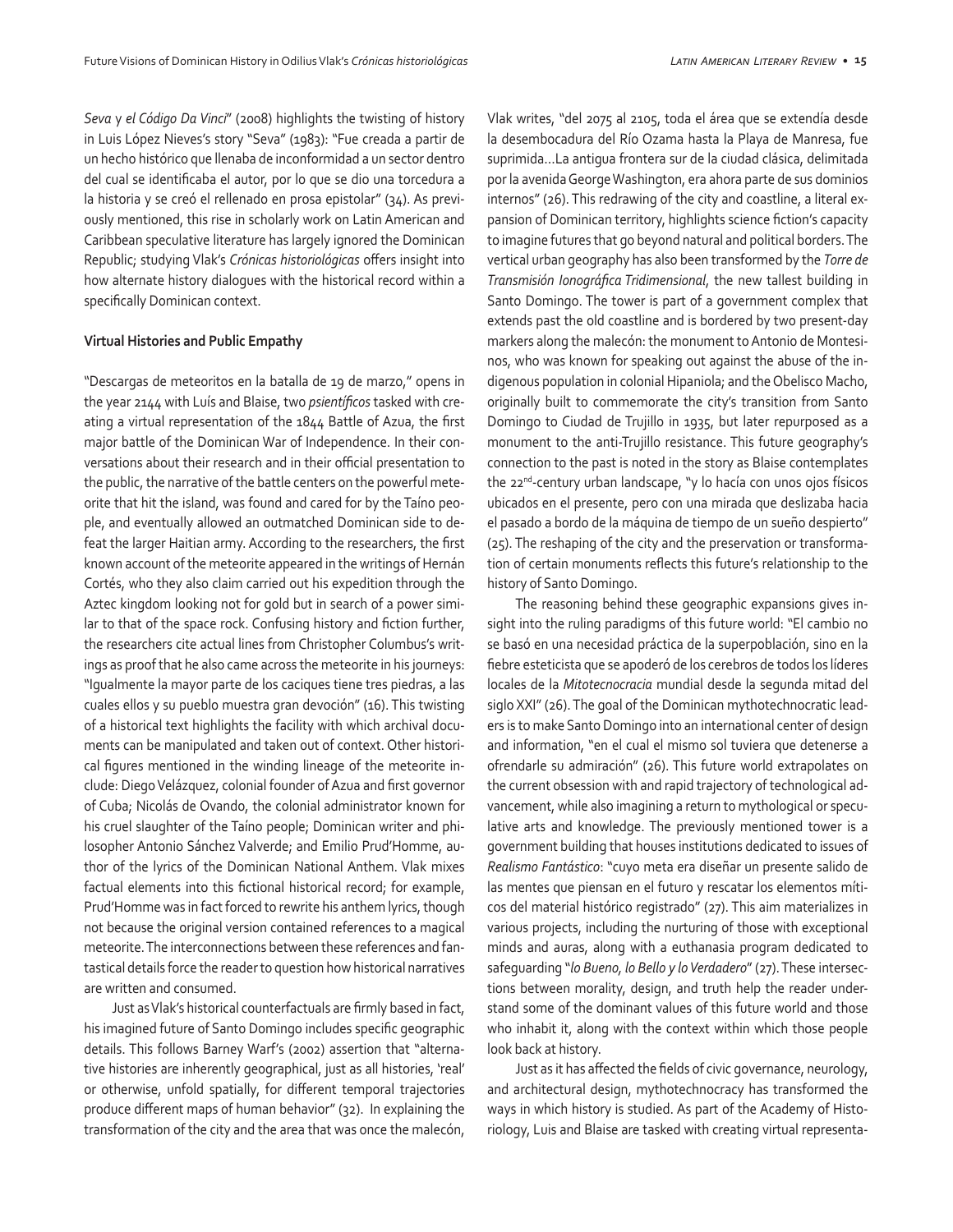*Seva* y *el Código Da Vinci*" (2008) highlights the twisting of history in Luis López Nieves's story "Seva" (1983): "Fue creada a partir de un hecho histórico que llenaba de inconformidad a un sector dentro del cual se identificaba el autor, por lo que se dio una torcedura a la historia y se creó el rellenado en prosa epistolar" (34). As previously mentioned, this rise in scholarly work on Latin American and Caribbean speculative literature has largely ignored the Dominican Republic; studying Vlak's *Crónicas historiológicas* offers insight into how alternate history dialogues with the historical record within a specifically Dominican context.

**Virtual Histories and Public Empathy**

"Descargas de meteoritos en la batalla de 19 de marzo," opens in the year 2144 with Luís and Blaise, two *psientíficos* tasked with creating a virtual representation of the 1844 Battle of Azua, the first major battle of the Dominican War of Independence. In their conversations about their research and in their official presentation to the public, the narrative of the battle centers on the powerful meteorite that hit the island, was found and cared for by the Taíno people, and eventually allowed an outmatched Dominican side to defeat the larger Haitian army. According to the researchers, the first known account of the meteorite appeared in the writings of Hernán Cortés, who they also claim carried out his expedition through the Aztec kingdom looking not for gold but in search of a power similar to that of the space rock. Confusing history and fiction further, the researchers cite actual lines from Christopher Columbus's writings as proof that he also came across the meteorite in his journeys: "Igualmente la mayor parte de los caciques tiene tres piedras, a las cuales ellos y su pueblo muestra gran devoción" (16). This twisting of a historical text highlights the facility with which archival documents can be manipulated and taken out of context. Other historical figures mentioned in the winding lineage of the meteorite include: Diego Velázquez, colonial founder of Azua and first governor of Cuba; Nicolás de Ovando, the colonial administrator known for his cruel slaughter of the Taíno people; Dominican writer and philosopher Antonio Sánchez Valverde; and Emilio Prud'Homme, author of the lyrics of the Dominican National Anthem. Vlak mixes factual elements into this fictional historical record; for example, Prud'Homme was in fact forced to rewrite his anthem lyrics, though not because the original version contained references to a magical meteorite. The interconnections between these references and fantastical details force the reader to question how historical narratives are written and consumed.

Just as Vlak's historical counterfactuals are firmly based in fact, his imagined future of Santo Domingo includes specific geographic details. This follows Barney Warf's (2002) assertion that "alternative histories are inherently geographical, just as all histories, 'real' or otherwise, unfold spatially, for different temporal trajectories produce different maps of human behavior" (32). In explaining the transformation of the city and the area that was once the malecón, Vlak writes, "del 2075 al 2105, toda el área que se extendía desde la desembocadura del Río Ozama hasta la Playa de Manresa, fue suprimida…La antigua frontera sur de la ciudad clásica, delimitada por la avenida George Washington, era ahora parte de sus dominios internos" (26). This redrawing of the city and coastline, a literal expansion of Dominican territory, highlights science fiction's capacity to imagine futures that go beyond natural and political borders. The vertical urban geography has also been transformed by the *Torre de Transmisión Ionográfica Tridimensional*, the new tallest building in Santo Domingo. The tower is part of a government complex that extends past the old coastline and is bordered by two present-day markers along the malecón: the monument to Antonio de Montesinos, who was known for speaking out against the abuse of the indigenous population in colonial Hipaniola; and the Obelisco Macho, originally built to commemorate the city's transition from Santo Domingo to Ciudad de Trujillo in 1935, but later repurposed as a monument to the anti-Trujillo resistance. This future geography's connection to the past is noted in the story as Blaise contemplates the 22nd-century urban landscape, "y lo hacía con unos ojos físicos ubicados en el presente, pero con una mirada que deslizaba hacia el pasado a bordo de la máquina de tiempo de un sueño despierto" (25). The reshaping of the city and the preservation or transformation of certain monuments reflects this future's relationship to the history of Santo Domingo.

The reasoning behind these geographic expansions gives insight into the ruling paradigms of this future world: "El cambio no se basó en una necesidad práctica de la superpoblación, sino en la fiebre esteticista que se apoderó de los cerebros de todos los líderes locales de la *Mitotecnocracia* mundial desde la segunda mitad del siglo XXI" (26). The goal of the Dominican mythotechnocratic leaders is to make Santo Domingo into an international center of design and information, "en el cual el mismo sol tuviera que detenerse a ofrendarle su admiración" (26). This future world extrapolates on the current obsession with and rapid trajectory of technological advancement, while also imagining a return to mythological or speculative arts and knowledge. The previously mentioned tower is a government building that houses institutions dedicated to issues of *Realismo Fantástico*: "cuyo meta era diseñar un presente salido de las mentes que piensan en el futuro y rescatar los elementos míticos del material histórico registrado" (27). This aim materializes in various projects, including the nurturing of those with exceptional minds and auras, along with a euthanasia program dedicated to safeguarding "*lo Bueno, lo Bello y lo Verdadero*" (27). These intersections between morality, design, and truth help the reader understand some of the dominant values of this future world and those who inhabit it, along with the context within which those people look back at history.

Just as it has affected the fields of civic governance, neurology, and architectural design, mythotechnocracy has transformed the ways in which history is studied. As part of the Academy of Historiology, Luis and Blaise are tasked with creating virtual representa-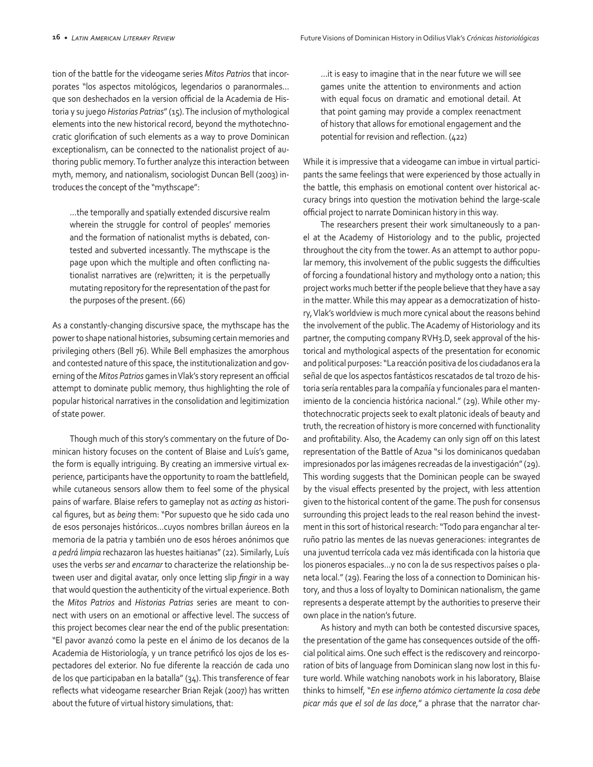tion of the battle for the videogame series *Mitos Patrios* that incorporates "los aspectos mitológicos, legendarios o paranormales… que son deshechados en la version official de la Academia de Historia y su juego *Historias Patrias*" (15). The inclusion of mythological elements into the new historical record, beyond the mythotechnocratic glorification of such elements as a way to prove Dominican exceptionalism, can be connected to the nationalist project of authoring public memory. To further analyze this interaction between myth, memory, and nationalism, sociologist Duncan Bell (2003) introduces the concept of the "mythscape":

> …the temporally and spatially extended discursive realm wherein the struggle for control of peoples' memories and the formation of nationalist myths is debated, contested and subverted incessantly. The mythscape is the page upon which the multiple and often conflicting nationalist narratives are (re)written; it is the perpetually mutating repository for the representation of the past for the purposes of the present. (66)

As a constantly-changing discursive space, the mythscape has the power to shape national histories, subsuming certain memories and privileging others (Bell 76). While Bell emphasizes the amorphous and contested nature of this space, the institutionalization and governing of the *Mitos Patrios* games in Vlak's story represent an official attempt to dominate public memory, thus highlighting the role of popular historical narratives in the consolidation and legitimization of state power.

Though much of this story's commentary on the future of Dominican history focuses on the content of Blaise and Luís's game, the form is equally intriguing. By creating an immersive virtual experience, participants have the opportunity to roam the battlefield, while cutaneous sensors allow them to feel some of the physical pains of warfare. Blaise refers to gameplay not as *acting as* historical figures, but as *being* them: "Por supuesto que he sido cada uno de esos personajes históricos…cuyos nombres brillan áureos en la memoria de la patria y también uno de esos héroes anónimos que *a pedrá limpia* rechazaron las huestes haitianas" (22). Similarly, Luís uses the verbs *ser* and *encarnar* to characterize the relationship between user and digital avatar, only once letting slip *fingir* in a way that would question the authenticity of the virtual experience. Both the *Mitos Patrios* and *Historias Patrias* series are meant to connect with users on an emotional or affective level. The success of this project becomes clear near the end of the public presentation: "El pavor avanzó como la peste en el ánimo de los decanos de la Academia de Historiología, y un trance petrificó los ojos de los espectadores del exterior. No fue diferente la reacción de cada uno de los que participaban en la batalla" (34). This transference of fear reflects what videogame researcher Brian Rejak (2007) has written about the future of virtual history simulations, that:

> …it is easy to imagine that in the near future we will see games unite the attention to environments and action with equal focus on dramatic and emotional detail. At that point gaming may provide a complex reenactment of history that allows for emotional engagement and the potential for revision and reflection. (422)

While it is impressive that a videogame can imbue in virtual participants the same feelings that were experienced by those actually in the battle, this emphasis on emotional content over historical accuracy brings into question the motivation behind the large-scale official project to narrate Dominican history in this way.

The researchers present their work simultaneously to a panel at the Academy of Historiology and to the public, projected throughout the city from the tower. As an attempt to author popular memory, this involvement of the public suggests the difficulties of forcing a foundational history and mythology onto a nation; this project works much better if the people believe that they have a say in the matter. While this may appear as a democratization of history, Vlak's worldview is much more cynical about the reasons behind the involvement of the public. The Academy of Historiology and its partner, the computing company RVH3.D, seek approval of the historical and mythological aspects of the presentation for economic and political purposes: "La reacción positiva de los ciudadanos era la señal de que los aspectos fantásticos rescatados de tal trozo de historia sería rentables para la compañía y funcionales para el mantenimiento de la conciencia histórica nacional." (29). While other mythotechnocratic projects seek to exalt platonic ideals of beauty and truth, the recreation of history is more concerned with functionality and profitability. Also, the Academy can only sign off on this latest representation of the Battle of Azua "si los dominicanos quedaban impresionados por las imágenes recreadas de la investigación" (29). This wording suggests that the Dominican people can be swayed by the visual effects presented by the project, with less attention given to the historical content of the game. The push for consensus surrounding this project leads to the real reason behind the investment in this sort of historical research: "Todo para enganchar al terruño patrio las mentes de las nuevas generaciones: integrantes de una juventud terrícola cada vez más identificada con la historia que los pioneros espaciales…y no con la de sus respectivos países o planeta local." (29). Fearing the loss of a connection to Dominican history, and thus a loss of loyalty to Dominican nationalism, the game represents a desperate attempt by the authorities to preserve their own place in the nation's future.

As history and myth can both be contested discursive spaces, the presentation of the game has consequences outside of the official political aims. One such effect is the rediscovery and reincorporation of bits of language from Dominican slang now lost in this future world. While watching nanobots work in his laboratory, Blaise thinks to himself, "*En ese infierno atómico ciertamente la cosa debe picar más que el sol de las doce,*" a phrase that the narrator char-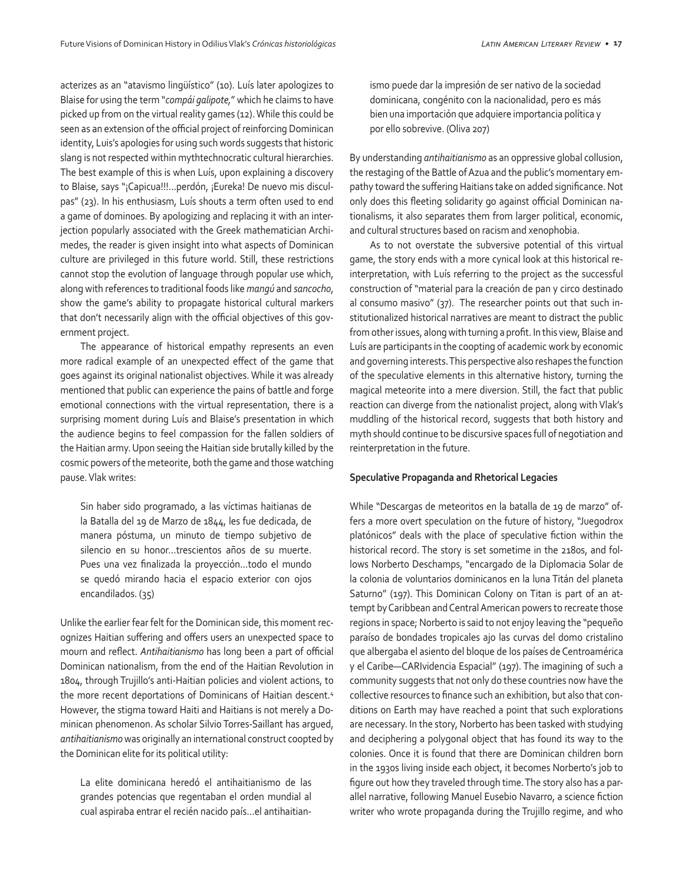acterizes as an "atavismo lingüístico" (10). Luís later apologizes to Blaise for using the term "*compái galipote,*" which he claims to have picked up from on the virtual reality games (12). While this could be seen as an extension of the official project of reinforcing Dominican identity, Luis's apologies for using such words suggests that historic slang is not respected within mythtechnocratic cultural hierarchies. The best example of this is when Luís, upon explaining a discovery to Blaise, says "¡Capicua!!!…perdón, ¡Eureka! De nuevo mis disculpas" (23). In his enthusiasm, Luís shouts a term often used to end a game of dominoes. By apologizing and replacing it with an interjection popularly associated with the Greek mathematician Archimedes, the reader is given insight into what aspects of Dominican culture are privileged in this future world. Still, these restrictions cannot stop the evolution of language through popular use which, along with references to traditional foods like *mangú* and *sancocho*, show the game's ability to propagate historical cultural markers that don't necessarily align with the official objectives of this government project.

The appearance of historical empathy represents an even more radical example of an unexpected effect of the game that goes against its original nationalist objectives. While it was already mentioned that public can experience the pains of battle and forge emotional connections with the virtual representation, there is a surprising moment during Luís and Blaise's presentation in which the audience begins to feel compassion for the fallen soldiers of the Haitian army. Upon seeing the Haitian side brutally killed by the cosmic powers of the meteorite, both the game and those watching pause. Vlak writes:

> Sin haber sido programado, a las víctimas haitianas de la Batalla del 19 de Marzo de 1844, les fue dedicada, de manera póstuma, un minuto de tiempo subjetivo de silencio en su honor…trescientos años de su muerte. Pues una vez finalizada la proyección…todo el mundo se quedó mirando hacia el espacio exterior con ojos encandilados. (35)

Unlike the earlier fear felt for the Dominican side, this moment recognizes Haitian suffering and offers users an unexpected space to mourn and reflect. *Antihaitianismo* has long been a part of official Dominican nationalism, from the end of the Haitian Revolution in 1804, through Trujillo's anti-Haitian policies and violent actions, to the more recent deportations of Dominicans of Haitian descent.[4] However, the stigma toward Haiti and Haitians is not merely a Dominican phenomenon. As scholar Silvio Torres-Saillant has argued, *antihaitianismo* was originally an international construct coopted by the Dominican elite for its political utility:

> La elite dominicana heredó el antihaitianismo de las grandes potencias que regentaban el orden mundial al cual aspiraba entrar el recién nacido país…el antihaitianismo puede dar la impresión de ser nativo de la sociedad dominicana, congénito con la nacionalidad, pero es más bien una importación que adquiere importancia política y por ello sobrevive. (Oliva 207)

By understanding *antihaitianismo* as an oppressive global collusion, the restaging of the Battle of Azua and the public's momentary empathy toward the suffering Haitians take on added significance. Not only does this fleeting solidarity go against official Dominican nationalisms, it also separates them from larger political, economic, and cultural structures based on racism and xenophobia.

As to not overstate the subversive potential of this virtual game, the story ends with a more cynical look at this historical reinterpretation, with Luís referring to the project as the successful construction of "material para la creación de pan y circo destinado al consumo masivo" (37). The researcher points out that such institutionalized historical narratives are meant to distract the public from other issues, along with turning a profit. In this view, Blaise and Luís are participants in the coopting of academic work by economic and governing interests. This perspective also reshapes the function of the speculative elements in this alternative history, turning the magical meteorite into a mere diversion. Still, the fact that public reaction can diverge from the nationalist project, along with Vlak's muddling of the historical record, suggests that both history and myth should continue to be discursive spaces full of negotiation and reinterpretation in the future.

**Speculative Propaganda and Rhetorical Legacies**

While "Descargas de meteoritos en la batalla de 19 de marzo" offers a more overt speculation on the future of history, "Juegodrox platónicos" deals with the place of speculative fiction within the historical record. The story is set sometime in the 2180s, and follows Norberto Deschamps, "encargado de la Diplomacia Solar de la colonia de voluntarios dominicanos en la luna Titán del planeta Saturno" (197). This Dominican Colony on Titan is part of an attempt by Caribbean and Central American powers to recreate those regions in space; Norberto is said to not enjoy leaving the "pequeño paraíso de bondades tropicales ajo las curvas del domo cristalino que albergaba el asiento del bloque de los países de Centroamérica y el Caribe—CARIvidencia Espacial" (197). The imagining of such a community suggests that not only do these countries now have the collective resources to finance such an exhibition, but also that conditions on Earth may have reached a point that such explorations are necessary. In the story, Norberto has been tasked with studying and deciphering a polygonal object that has found its way to the colonies. Once it is found that there are Dominican children born in the 1930s living inside each object, it becomes Norberto's job to figure out how they traveled through time. The story also has a parallel narrative, following Manuel Eusebio Navarro, a science fiction writer who wrote propaganda during the Trujillo regime, and who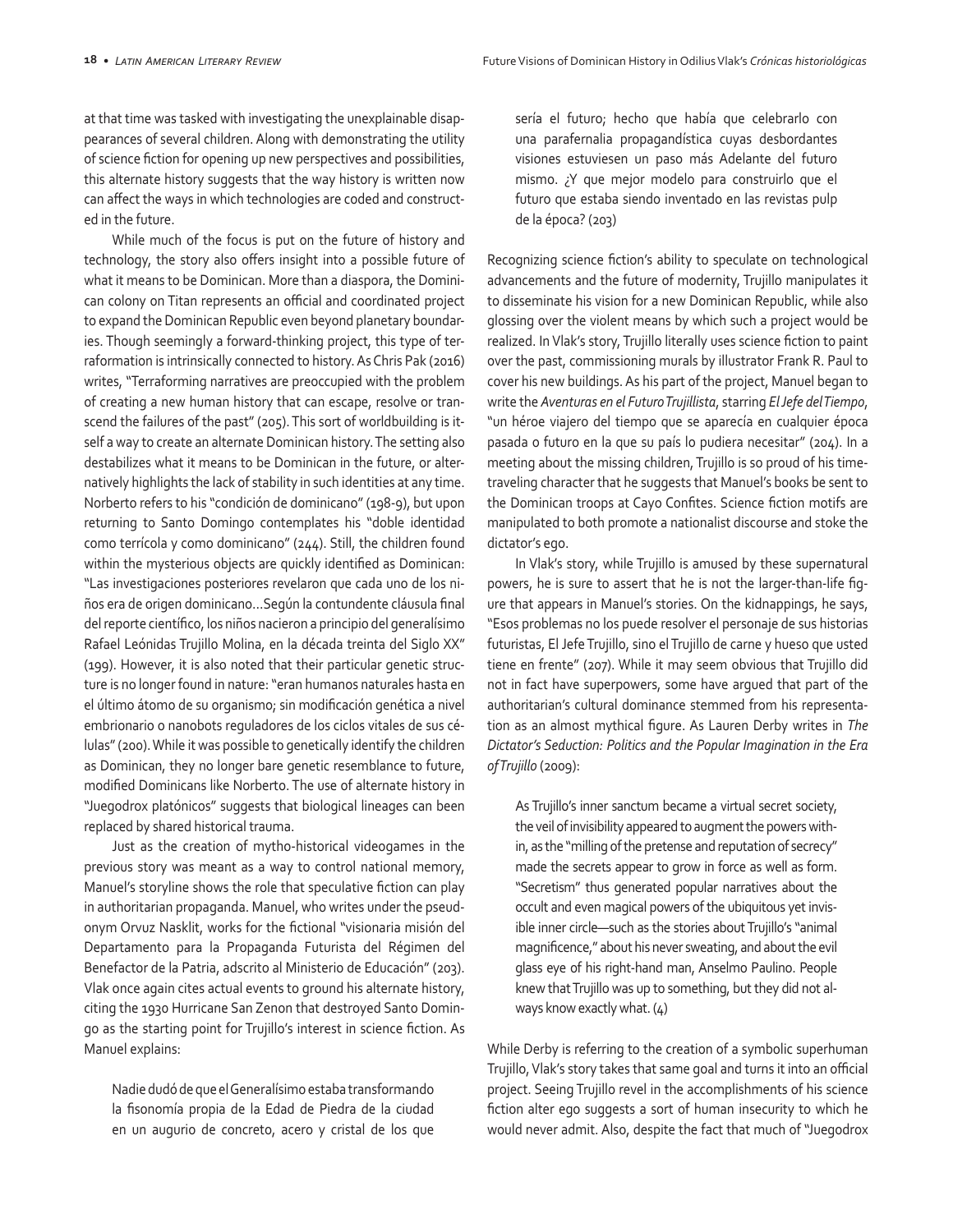at that time was tasked with investigating the unexplainable disappearances of several children. Along with demonstrating the utility of science fiction for opening up new perspectives and possibilities, this alternate history suggests that the way history is written now can affect the ways in which technologies are coded and constructed in the future.

While much of the focus is put on the future of history and technology, the story also offers insight into a possible future of what it means to be Dominican. More than a diaspora, the Dominican colony on Titan represents an official and coordinated project to expand the Dominican Republic even beyond planetary boundaries. Though seemingly a forward-thinking project, this type of terraformation is intrinsically connected to history. As Chris Pak (2016) writes, "Terraforming narratives are preoccupied with the problem of creating a new human history that can escape, resolve or transcend the failures of the past" (205). This sort of worldbuilding is itself a way to create an alternate Dominican history. The setting also destabilizes what it means to be Dominican in the future, or alternatively highlights the lack of stability in such identities at any time. Norberto refers to his "condición de dominicano" (198-9), but upon returning to Santo Domingo contemplates his "doble identidad como terrícola y como dominicano" (244). Still, the children found within the mysterious objects are quickly identified as Dominican: "Las investigaciones posteriores revelaron que cada uno de los niños era de origen dominicano…Según la contundente cláusula final del reporte científico, los niños nacieron a principio del generalísimo Rafael Leónidas Trujillo Molina, en la década treinta del Siglo XX" (199). However, it is also noted that their particular genetic structure is no longer found in nature: "eran humanos naturales hasta en el último átomo de su organismo; sin modificación genética a nivel embrionario o nanobots reguladores de los ciclos vitales de sus células" (200). While it was possible to genetically identify the children as Dominican, they no longer bare genetic resemblance to future, modified Dominicans like Norberto. The use of alternate history in "Juegodrox platónicos" suggests that biological lineages can been replaced by shared historical trauma.

Just as the creation of mytho-historical videogames in the previous story was meant as a way to control national memory, Manuel's storyline shows the role that speculative fiction can play in authoritarian propaganda. Manuel, who writes under the pseudonym Orvuz Nasklit, works for the fictional "visionaria misión del Departamento para la Propaganda Futurista del Régimen del Benefactor de la Patria, adscrito al Ministerio de Educación" (203). Vlak once again cites actual events to ground his alternate history, citing the 1930 Hurricane San Zenon that destroyed Santo Domingo as the starting point for Trujillo's interest in science fiction. As Manuel explains:

> Nadie dudó de que el Generalísimo estaba transformando la fisonomía propia de la Edad de Piedra de la ciudad en un augurio de concreto, acero y cristal de los que sería el futuro; hecho que había que celebrarlo con una parafernalia propagandística cuyas desbordantes visiones estuviesen un paso más Adelante del futuro mismo. ¿Y que mejor modelo para construirlo que el futuro que estaba siendo inventado en las revistas pulp de la época? (203)

Recognizing science fiction's ability to speculate on technological advancements and the future of modernity, Trujillo manipulates it to disseminate his vision for a new Dominican Republic, while also glossing over the violent means by which such a project would be realized. In Vlak's story, Trujillo literally uses science fiction to paint over the past, commissioning murals by illustrator Frank R. Paul to cover his new buildings. As his part of the project, Manuel began to write the *Aventuras en el Futuro Trujillista*, starring *El Jefe del Tiempo*, "un héroe viajero del tiempo que se aparecía en cualquier época pasada o futuro en la que su país lo pudiera necesitar" (204). In a meeting about the missing children, Trujillo is so proud of his time-traveling character that he suggests that Manuel's books be sent to the Dominican troops at Cayo Confites. Science fiction motifs are manipulated to both promote a nationalist discourse and stoke the dictator's ego.

In Vlak's story, while Trujillo is amused by these supernatural powers, he is sure to assert that he is not the larger-than-life figure that appears in Manuel's stories. On the kidnappings, he says, "Esos problemas no los puede resolver el personaje de sus historias futuristas, El Jefe Trujillo, sino el Trujillo de carne y hueso que usted tiene en frente" (207). While it may seem obvious that Trujillo did not in fact have superpowers, some have argued that part of the authoritarian's cultural dominance stemmed from his representation as an almost mythical figure. As Lauren Derby writes in *The Dictator's Seduction: Politics and the Popular Imagination in the Era of Trujillo* (2009):

> As Trujillo's inner sanctum became a virtual secret society, the veil of invisibility appeared to augment the powers within, as the "milling of the pretense and reputation of secrecy" made the secrets appear to grow in force as well as form. "Secretism" thus generated popular narratives about the occult and even magical powers of the ubiquitous yet invisible inner circle—such as the stories about Trujillo's "animal magnificence," about his never sweating, and about the evil glass eye of his right-hand man, Anselmo Paulino. People knew that Trujillo was up to something, but they did not always know exactly what. (4)

While Derby is referring to the creation of a symbolic superhuman Trujillo, Vlak's story takes that same goal and turns it into an official project. Seeing Trujillo revel in the accomplishments of his science fiction alter ego suggests a sort of human insecurity to which he would never admit. Also, despite the fact that much of "Juegodrox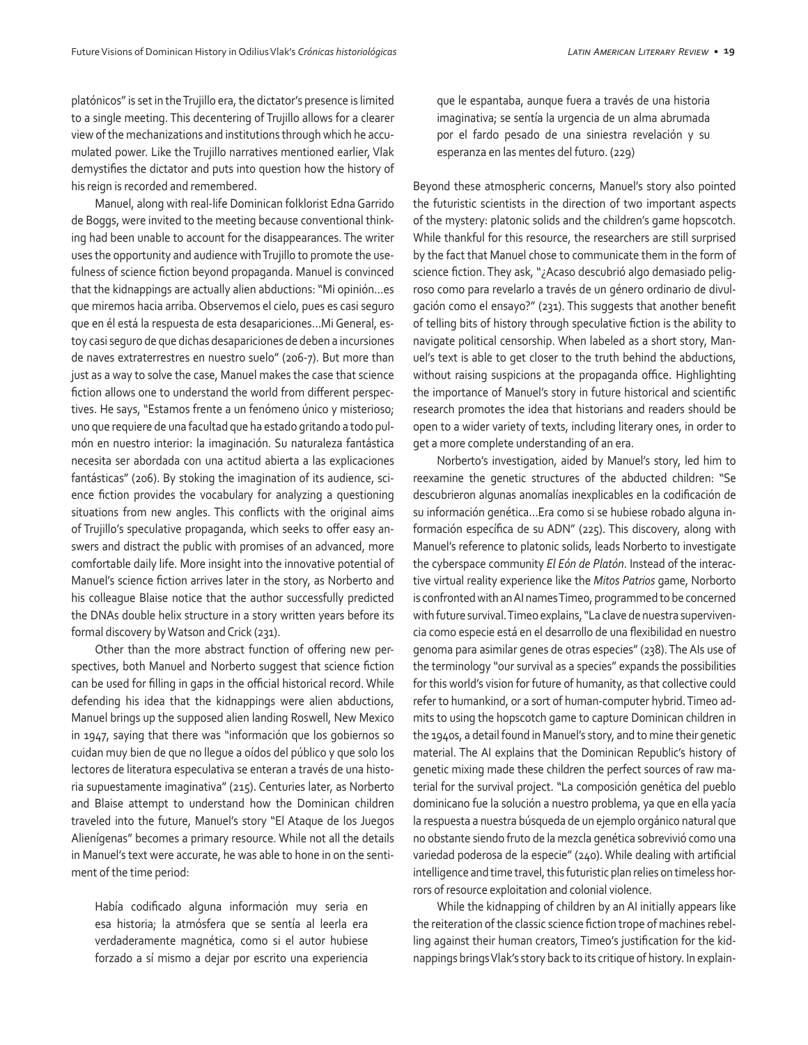platónicos" is set in the Trujillo era, the dictator's presence is limited to a single meeting. This decentering of Trujillo allows for a clearer view of the mechanizations and institutions through which he accumulated power. Like the Trujillo narratives mentioned earlier, Vlak demystifies the dictator and puts into question how the history of his reign is recorded and remembered.

Manuel, along with real-life Dominican folklorist Edna Garrido de Boggs, were invited to the meeting because conventional thinking had been unable to account for the disappearances. The writer uses the opportunity and audience with Trujillo to promote the usefulness of science fiction beyond propaganda. Manuel is convinced that the kidnappings are actually alien abductions: "Mi opinión…es que miremos hacia arriba. Observemos el cielo, pues es casi seguro que en él está la respuesta de esta desapariciones…Mi General, estoy casi seguro de que dichas desapariciones de deben a incursiones de naves extraterrestres en nuestro suelo" (206-7). But more than just as a way to solve the case, Manuel makes the case that science fiction allows one to understand the world from different perspectives. He says, "Estamos frente a un fenómeno único y misterioso; uno que requiere de una facultad que ha estado gritando a todo pulmón en nuestro interior: la imaginación. Su naturaleza fantástica necesita ser abordada con una actitud abierta a las explicaciones fantásticas" (206). By stoking the imagination of its audience, science fiction provides the vocabulary for analyzing a questioning situations from new angles. This conflicts with the original aims of Trujillo's speculative propaganda, which seeks to offer easy answers and distract the public with promises of an advanced, more comfortable daily life. More insight into the innovative potential of Manuel's science fiction arrives later in the story, as Norberto and his colleague Blaise notice that the author successfully predicted the DNAs double helix structure in a story written years before its formal discovery by Watson and Crick (231).

Other than the more abstract function of offering new perspectives, both Manuel and Norberto suggest that science fiction can be used for filling in gaps in the official historical record. While defending his idea that the kidnappings were alien abductions, Manuel brings up the supposed alien landing Roswell, New Mexico in 1947, saying that there was "información que los gobiernos so cuidan muy bien de que no llegue a oídos del público y que solo los lectores de literatura especulativa se enteran a través de una historia supuestamente imaginativa" (215). Centuries later, as Norberto and Blaise attempt to understand how the Dominican children traveled into the future, Manuel's story "El Ataque de los Juegos Alienígenas" becomes a primary resource. While not all the details in Manuel's text were accurate, he was able to hone in on the sentiment of the time period:

> Había codificado alguna información muy seria en esa historia; la atmósfera que se sentía al leerla era verdaderamente magnética, como si el autor hubiese forzado a sí mismo a dejar por escrito una experiencia que le espantaba, aunque fuera a través de una historia imaginativa; se sentía la urgencia de un alma abrumada por el fardo pesado de una siniestra revelación y su esperanza en las mentes del futuro. (229)

Beyond these atmospheric concerns, Manuel's story also pointed the futuristic scientists in the direction of two important aspects of the mystery: platonic solids and the children's game hopscotch. While thankful for this resource, the researchers are still surprised by the fact that Manuel chose to communicate them in the form of science fiction. They ask, "¿Acaso descubrió algo demasiado peligroso como para revelarlo a través de un género ordinario de divulgación como el ensayo?" (231). This suggests that another benefit of telling bits of history through speculative fiction is the ability to navigate political censorship. When labeled as a short story, Manuel's text is able to get closer to the truth behind the abductions, without raising suspicions at the propaganda office. Highlighting the importance of Manuel's story in future historical and scientific research promotes the idea that historians and readers should be open to a wider variety of texts, including literary ones, in order to get a more complete understanding of an era.

Norberto's investigation, aided by Manuel's story, led him to reexamine the genetic structures of the abducted children: "Se descubrieron algunas anomalías inexplicables en la codificación de su información genética…Era como si se hubiese robado alguna información específica de su ADN" (225). This discovery, along with Manuel's reference to platonic solids, leads Norberto to investigate the cyberspace community *El Eón de Platón*. Instead of the interactive virtual reality experience like the *Mitos Patrios* game, Norborto is confronted with an AI names Timeo, programmed to be concerned with future survival. Timeo explains, "La clave de nuestra supervivencia como especie está en el desarrollo de una flexibilidad en nuestro genoma para asimilar genes de otras especies" (238). The AIs use of the terminology "our survival as a species" expands the possibilities for this world's vision for future of humanity, as that collective could refer to humankind, or a sort of human-computer hybrid. Timeo admits to using the hopscotch game to capture Dominican children in the 1940s, a detail found in Manuel's story, and to mine their genetic material. The AI explains that the Dominican Republic's history of genetic mixing made these children the perfect sources of raw material for the survival project. "La composición genética del pueblo dominicano fue la solución a nuestro problema, ya que en ella yacía la respuesta a nuestra búsqueda de un ejemplo orgánico natural que no obstante siendo fruto de la mezcla genética sobrevivió como una variedad poderosa de la especie" (240). While dealing with artificial intelligence and time travel, this futuristic plan relies on timeless horrors of resource exploitation and colonial violence.

While the kidnapping of children by an AI initially appears like the reiteration of the classic science fiction trope of machines rebelling against their human creators, Timeo's justification for the kidnappings brings Vlak's story back to its critique of history. In explain-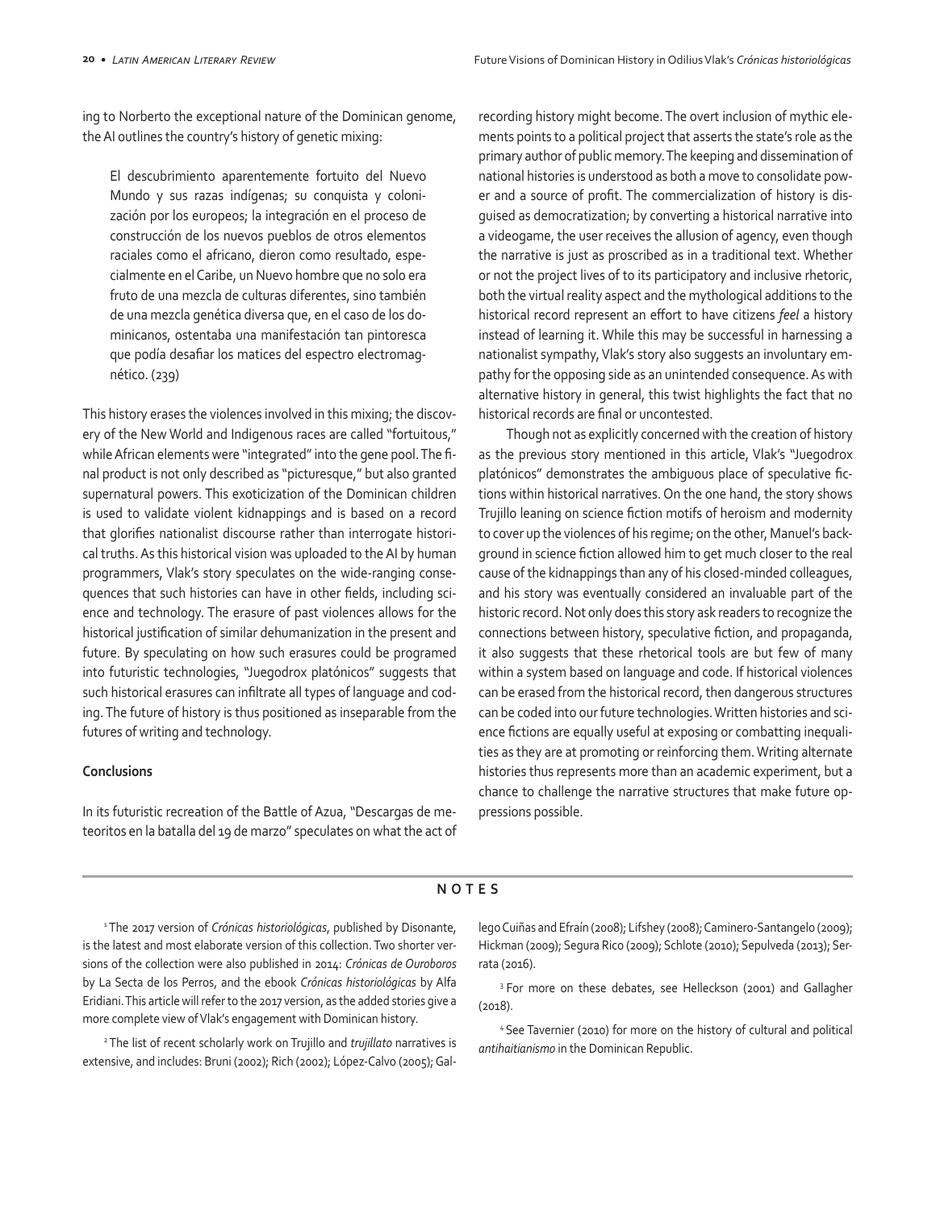ing to Norberto the exceptional nature of the Dominican genome, the AI outlines the country's history of genetic mixing:

> El descubrimiento aparentemente fortuito del Nuevo Mundo y sus razas indígenas; su conquista y colonización por los europeos; la integración en el proceso de construcción de los nuevos pueblos de otros elementos raciales como el africano, dieron como resultado, especialmente en el Caribe, un Nuevo hombre que no solo era fruto de una mezcla de culturas diferentes, sino también de una mezcla genética diversa que, en el caso de los dominicanos, ostentaba una manifestación tan pintoresca que podía desafiar los matices del espectro electromagnético. (239)

This history erases the violences involved in this mixing; the discovery of the New World and Indigenous races are called "fortuitous," while African elements were "integrated" into the gene pool. The final product is not only described as "picturesque," but also granted supernatural powers. This exoticization of the Dominican children is used to validate violent kidnappings and is based on a record that glorifies nationalist discourse rather than interrogate historical truths. As this historical vision was uploaded to the AI by human programmers, Vlak's story speculates on the wide-ranging consequences that such histories can have in other fields, including science and technology. The erasure of past violences allows for the historical justification of similar dehumanization in the present and future. By speculating on how such erasures could be programed into futuristic technologies, "Juegodrox platónicos" suggests that such historical erasures can infiltrate all types of language and coding. The future of history is thus positioned as inseparable from the futures of writing and technology.

**Conclusions**

In its futuristic recreation of the Battle of Azua, "Descargas de meteoritos en la batalla del 19 de marzo" speculates on what the act of recording history might become. The overt inclusion of mythic elements points to a political project that asserts the state's role as the primary author of public memory. The keeping and dissemination of national histories is understood as both a move to consolidate power and a source of profit. The commercialization of history is disguised as democratization; by converting a historical narrative into a videogame, the user receives the allusion of agency, even though the narrative is just as proscribed as in a traditional text. Whether or not the project lives of to its participatory and inclusive rhetoric, both the virtual reality aspect and the mythological additions to the historical record represent an effort to have citizens *feel* a history instead of learning it. While this may be successful in harnessing a nationalist sympathy, Vlak's story also suggests an involuntary empathy for the opposing side as an unintended consequence. As with alternative history in general, this twist highlights the fact that no historical records are final or uncontested.

Though not as explicitly concerned with the creation of history as the previous story mentioned in this article, Vlak's "Juegodrox platónicos" demonstrates the ambiguous place of speculative fictions within historical narratives. On the one hand, the story shows Trujillo leaning on science fiction motifs of heroism and modernity to cover up the violences of his regime; on the other, Manuel's background in science fiction allowed him to get much closer to the real cause of the kidnappings than any of his closed-minded colleagues, and his story was eventually considered an invaluable part of the historic record. Not only does this story ask readers to recognize the connections between history, speculative fiction, and propaganda, it also suggests that these rhetorical tools are but few of many within a system based on language and code. If historical violences can be erased from the historical record, then dangerous structures can be coded into our future technologies. Written histories and science fictions are equally useful at exposing or combatting inequalities as they are at promoting or reinforcing them. Writing alternate histories thus represents more than an academic experiment, but a chance to challenge the narrative structures that make future oppressions possible.

## NOTES

[1] The 2017 version of *Crónicas historiológicas*, published by Disonante, is the latest and most elaborate version of this collection. Two shorter versions of the collection were also published in 2014: *Crónicas de Ouroboros* by La Secta de los Perros, and the ebook *Crónicas historiológicas* by Alfa Eridiani. This article will refer to the 2017 version, as the added stories give a more complete view of Vlak's engagement with Dominican history.

[2] The list of recent scholarly work on Trujillo and *trujillato* narratives is extensive, and includes: Bruni (2002); Rich (2002); López-Calvo (2005); Gallego Cuiñas and Efraín (2008); Lifshey (2008); Caminero-Santangelo (2009); Hickman (2009); Segura Rico (2009); Schlote (2010); Sepulveda (2013); Serrata (2016).

[3] For more on these debates, see Helleckson (2001) and Gallagher (2018).

[4] See Tavernier (2010) for more on the history of cultural and political *antihaitianismo* in the Dominican Republic.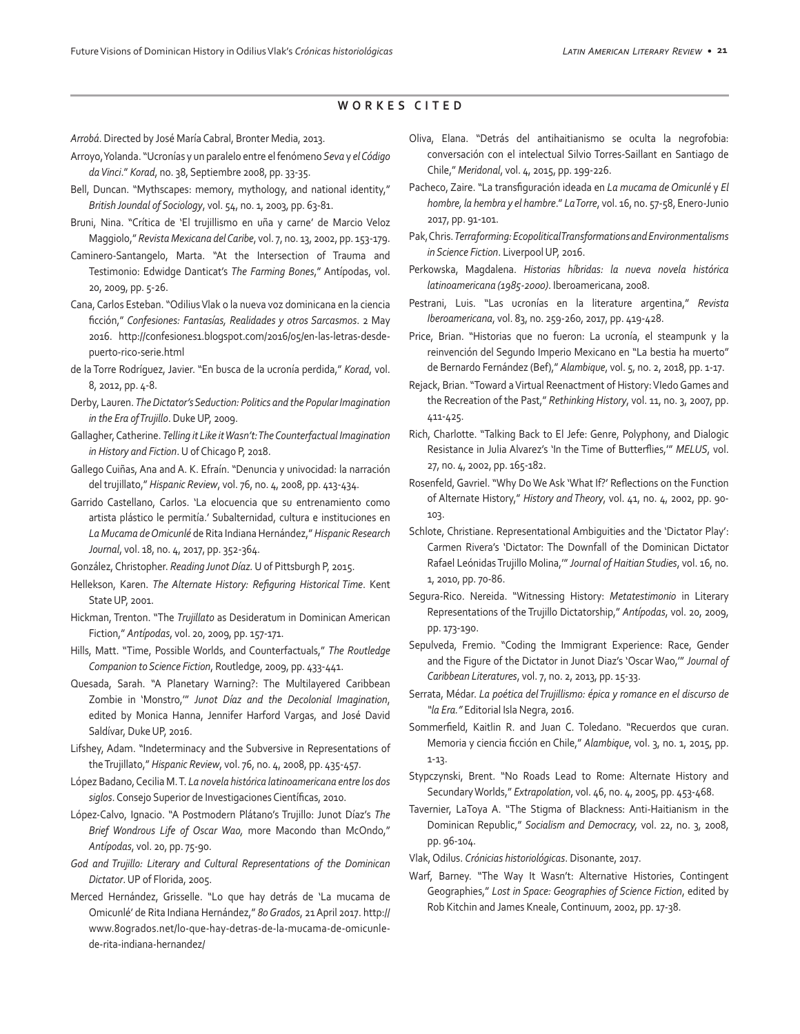## WORKES CITED

*Arrobá*. Directed by José María Cabral, Bronter Media, 2013.

Arroyo, Yolanda. "Ucronías y un paralelo entre el fenómeno *Seva* y *el Código da Vinci*." *Korad*, no. 38, Septiembre 2008, pp. 33-35.

Bell, Duncan. "Mythscapes: memory, mythology, and national identity," *British Joundal of Sociology*, vol. 54, no. 1, 2003, pp. 63-81.

Bruni, Nina. "Crítica de 'El trujillismo en uña y carne' de Marcio Veloz Maggiolo," *Revista Mexicana del Caribe*, vol. 7, no. 13, 2002, pp. 153-179.

Caminero-Santangelo, Marta. "At the Intersection of Trauma and Testimonio: Edwidge Danticat's *The Farming Bones*," Antípodas, vol. 20, 2009, pp. 5-26.

Cana, Carlos Esteban. "Odilius Vlak o la nueva voz dominicana en la ciencia ficción," *Confesiones: Fantasías, Realidades y otros Sarcasmos*. 2 May 2016. http://confesiones1.blogspot.com/2016/05/en-las-letras-desde-puerto-rico-serie.html

de la Torre Rodríguez, Javier. "En busca de la ucronía perdida," *Korad*, vol. 8, 2012, pp. 4-8.

Derby, Lauren. *The Dictator's Seduction: Politics and the Popular Imagination in the Era of Trujillo*. Duke UP, 2009.

Gallagher, Catherine. *Telling it Like it Wasn't: The Counterfactual Imagination in History and Fiction*. U of Chicago P, 2018.

Gallego Cuiñas, Ana and A. K. Efraín. "Denuncia y univocidad: la narración del trujillato," *Hispanic Review*, vol. 76, no. 4, 2008, pp. 413-434.

Garrido Castellano, Carlos. 'La elocuencia que su entrenamiento como artista plástico le permitía.' Subalternidad, cultura e instituciones en *La Mucama de Omicunlé* de Rita Indiana Hernández," *Hispanic Research Journal*, vol. 18, no. 4, 2017, pp. 352-364.

González, Christopher. *Reading Junot Díaz*. U of Pittsburgh P, 2015.

Hellekson, Karen. *The Alternate History: Refiguring Historical Time*. Kent State UP, 2001.

Hickman, Trenton. "The *Trujillato* as Desideratum in Dominican American Fiction," *Antípodas*, vol. 20, 2009, pp. 157-171.

Hills, Matt. "Time, Possible Worlds, and Counterfactuals," *The Routledge Companion to Science Fiction*, Routledge, 2009, pp. 433-441.

Quesada, Sarah. "A Planetary Warning?: The Multilayered Caribbean Zombie in 'Monstro,'" *Junot Díaz and the Decolonial Imagination*, edited by Monica Hanna, Jennifer Harford Vargas, and José David Saldívar, Duke UP, 2016.

Lifshey, Adam. "Indeterminacy and the Subversive in Representations of the Trujillato," *Hispanic Review*, vol. 76, no. 4, 2008, pp. 435-457.

López Badano, Cecilia M. T. *La novela histórica latinoamericana entre los dos siglos*. Consejo Superior de Investigaciones Científicas, 2010.

López-Calvo, Ignacio. "A Postmodern Plátano's Trujillo: Junot Díaz's *The Brief Wondrous Life of Oscar Wao,* more Macondo than McOndo," *Antípodas*, vol. 20, pp. 75-90.

*God and Trujillo: Literary and Cultural Representations of the Dominican Dictator*. UP of Florida, 2005.

Merced Hernández, Grisselle. "Lo que hay detrás de 'La mucama de Omicunlé' de Rita Indiana Hernández," *80 Grados*, 21 April 2017. http://www.80grados.net/lo-que-hay-detras-de-la-mucama-de-omicunle-de-rita-indiana-hernandez/

Oliva, Elana. "Detrás del antihaitianismo se oculta la negrofobia: conversación con el intelectual Silvio Torres-Saillant en Santiago de Chile," *Meridonal*, vol. 4, 2015, pp. 199-226.

Pacheco, Zaire. "La transfiguración ideada en *La mucama de Omicunlé* y *El hombre, la hembra y el hambre*." *La Torre*, vol. 16, no. 57-58, Enero-Junio 2017, pp. 91-101.

Pak, Chris. *Terraforming: Ecopolitical Transformations and Environmentalisms in Science Fiction*. Liverpool UP, 2016.

Perkowska, Magdalena. *Historias híbridas: la nueva novela histórica latinoamericana (1985-2000)*. Iberoamericana, 2008.

Pestrani, Luis. "Las ucronías en la literature argentina," *Revista Iberoamericana*, vol. 83, no. 259-260, 2017, pp. 419-428.

Price, Brian. "Historias que no fueron: La ucronía, el steampunk y la reinvención del Segundo Imperio Mexicano en "La bestia ha muerto" de Bernardo Fernández (Bef)," *Alambique*, vol. 5, no. 2, 2018, pp. 1-17.

Rejack, Brian. "Toward a Virtual Reenactment of History: VIedo Games and the Recreation of the Past," *Rethinking History*, vol. 11, no. 3, 2007, pp. 411-425.

Rich, Charlotte. "Talking Back to El Jefe: Genre, Polyphony, and Dialogic Resistance in Julia Alvarez's 'In the Time of Butterflies,'" *MELUS*, vol. 27, no. 4, 2002, pp. 165-182.

Rosenfeld, Gavriel. "Why Do We Ask 'What If?' Reflections on the Function of Alternate History," *History and Theory*, vol. 41, no. 4, 2002, pp. 90-103.

Schlote, Christiane. Representational Ambiguities and the 'Dictator Play': Carmen Rivera's 'Dictator: The Downfall of the Dominican Dictator Rafael Leónidas Trujillo Molina,'" *Journal of Haitian Studies*, vol. 16, no. 1, 2010, pp. 70-86.

Segura-Rico. Nereida. "Witnessing History: *Metatestimonio* in Literary Representations of the Trujillo Dictatorship," *Antípodas*, vol. 20, 2009, pp. 173-190.

Sepulveda, Fremio. "Coding the Immigrant Experience: Race, Gender and the Figure of the Dictator in Junot Diaz's 'Oscar Wao,'" *Journal of Caribbean Literatures*, vol. 7, no. 2, 2013, pp. 15-33.

Serrata, Médar. *La poética del Trujillismo: épica y romance en el discurso de "la Era."* Editorial Isla Negra, 2016.

Sommerfield, Kaitlin R. and Juan C. Toledano. "Recuerdos que curan. Memoria y ciencia ficción en Chile," *Alambique*, vol. 3, no. 1, 2015, pp. 1-13.

Stypczynski, Brent. "No Roads Lead to Rome: Alternate History and Secundary Worlds," *Extrapolation*, vol. 46, no. 4, 2005, pp. 453-468.

Tavernier, LaToya A. "The Stigma of Blackness: Anti-Haitianism in the Dominican Republic," *Socialism and Democracy,* vol. 22, no. 3, 2008, pp. 96-104.

Vlak, Odilus. *Crónicias historiológicas*. Disonante, 2017.

Warf, Barney. "The Way It Wasn't: Alternative Histories, Contingent Geographies," *Lost in Space: Geographies of Science Fiction*, edited by Rob Kitchin and James Kneale, Continuum, 2002, pp. 17-38.